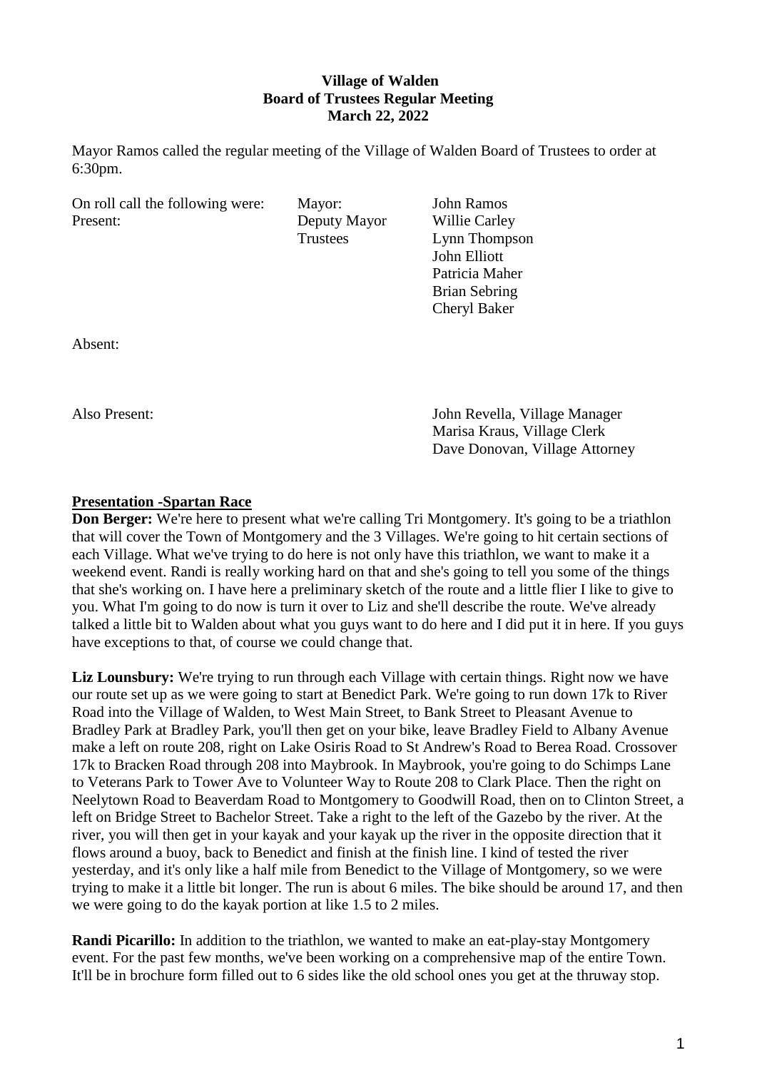**Village of Walden**
**Board of Trustees Regular Meeting**
**March 22, 2022**

Mayor Ramos called the regular meeting of the Village of Walden Board of Trustees to order at 6:30pm.

| On roll call the following were: | Mayor: | John Ramos |
|---|---|---|
| Present: | Deputy Mayor | Willie Carley |
| | Trustees | Lynn Thompson |
| | | John Elliott |
| | | Patricia Maher |
| | | Brian Sebring |
| | | Cheryl Baker |

Absent:

| Also Present: | John Revella, Village Manager |
|---|---|
| | Marisa Kraus, Village Clerk |
| | Dave Donovan, Village Attorney |

**Presentation -Spartan Race**

**Don Berger:** We're here to present what we're calling Tri Montgomery. It's going to be a triathlon that will cover the Town of Montgomery and the 3 Villages. We're going to hit certain sections of each Village. What we've trying to do here is not only have this triathlon, we want to make it a weekend event. Randi is really working hard on that and she's going to tell you some of the things that she's working on. I have here a preliminary sketch of the route and a little flier I like to give to you. What I'm going to do now is turn it over to Liz and she'll describe the route. We've already talked a little bit to Walden about what you guys want to do here and I did put it in here. If you guys have exceptions to that, of course we could change that.

**Liz Lounsbury:** We're trying to run through each Village with certain things. Right now we have our route set up as we were going to start at Benedict Park. We're going to run down 17k to River Road into the Village of Walden, to West Main Street, to Bank Street to Pleasant Avenue to Bradley Park at Bradley Park, you'll then get on your bike, leave Bradley Field to Albany Avenue make a left on route 208, right on Lake Osiris Road to St Andrew's Road to Berea Road. Crossover 17k to Bracken Road through 208 into Maybrook. In Maybrook, you're going to do Schimps Lane to Veterans Park to Tower Ave to Volunteer Way to Route 208 to Clark Place. Then the right on Neelytown Road to Beaverdam Road to Montgomery to Goodwill Road, then on to Clinton Street, a left on Bridge Street to Bachelor Street. Take a right to the left of the Gazebo by the river. At the river, you will then get in your kayak and your kayak up the river in the opposite direction that it flows around a buoy, back to Benedict and finish at the finish line. I kind of tested the river yesterday, and it's only like a half mile from Benedict to the Village of Montgomery, so we were trying to make it a little bit longer. The run is about 6 miles. The bike should be around 17, and then we were going to do the kayak portion at like 1.5 to 2 miles.

**Randi Picarillo:** In addition to the triathlon, we wanted to make an eat-play-stay Montgomery event. For the past few months, we've been working on a comprehensive map of the entire Town. It'll be in brochure form filled out to 6 sides like the old school ones you get at the thruway stop.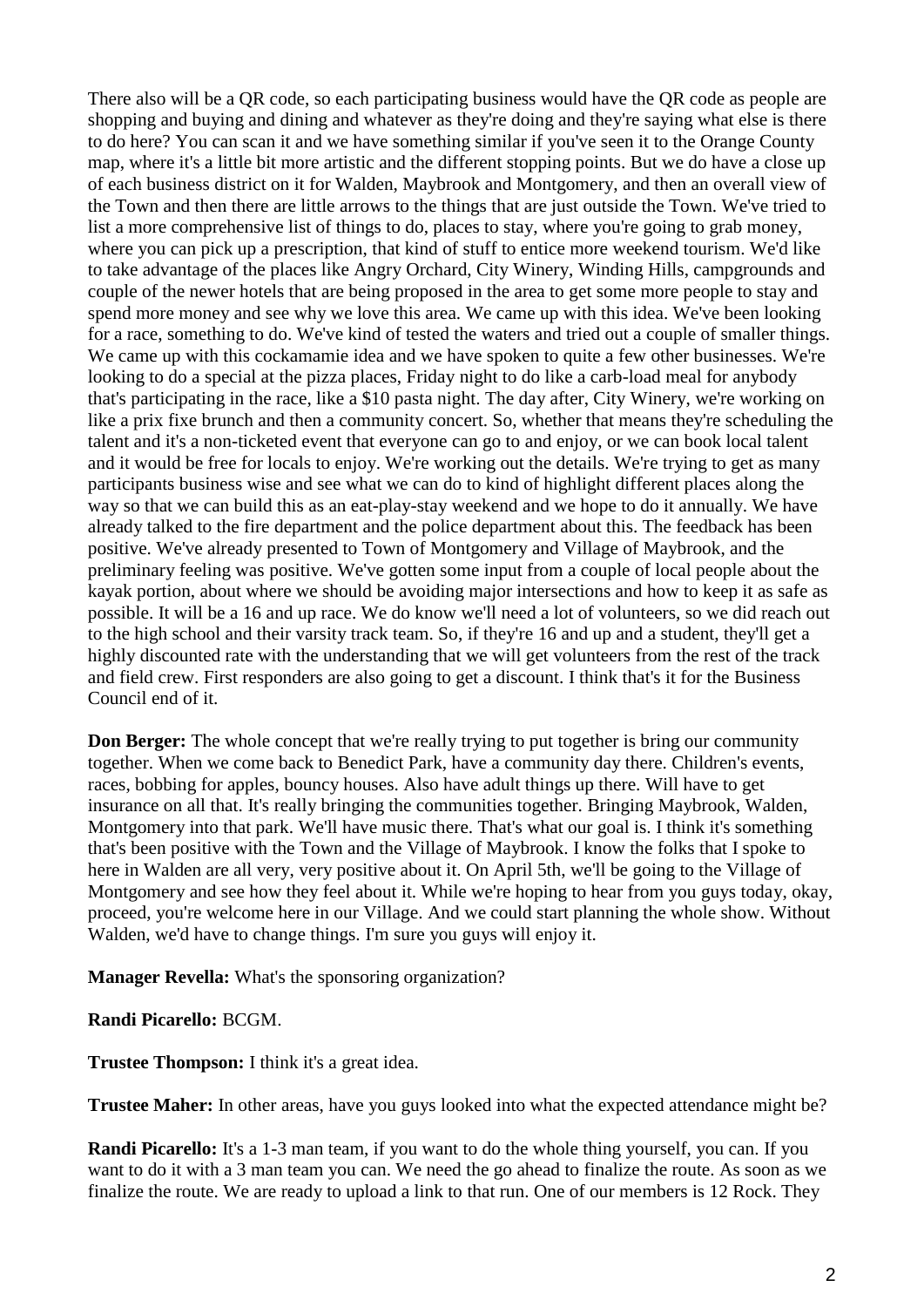There also will be a QR code, so each participating business would have the QR code as people are shopping and buying and dining and whatever as they're doing and they're saying what else is there to do here? You can scan it and we have something similar if you've seen it to the Orange County map, where it's a little bit more artistic and the different stopping points. But we do have a close up of each business district on it for Walden, Maybrook and Montgomery, and then an overall view of the Town and then there are little arrows to the things that are just outside the Town. We've tried to list a more comprehensive list of things to do, places to stay, where you're going to grab money, where you can pick up a prescription, that kind of stuff to entice more weekend tourism. We'd like to take advantage of the places like Angry Orchard, City Winery, Winding Hills, campgrounds and couple of the newer hotels that are being proposed in the area to get some more people to stay and spend more money and see why we love this area. We came up with this idea. We've been looking for a race, something to do. We've kind of tested the waters and tried out a couple of smaller things. We came up with this cockamamie idea and we have spoken to quite a few other businesses. We're looking to do a special at the pizza places, Friday night to do like a carb-load meal for anybody that's participating in the race, like a $10 pasta night. The day after, City Winery, we're working on like a prix fixe brunch and then a community concert. So, whether that means they're scheduling the talent and it's a non-ticketed event that everyone can go to and enjoy, or we can book local talent and it would be free for locals to enjoy. We're working out the details. We're trying to get as many participants business wise and see what we can do to kind of highlight different places along the way so that we can build this as an eat-play-stay weekend and we hope to do it annually. We have already talked to the fire department and the police department about this. The feedback has been positive. We've already presented to Town of Montgomery and Village of Maybrook, and the preliminary feeling was positive. We've gotten some input from a couple of local people about the kayak portion, about where we should be avoiding major intersections and how to keep it as safe as possible. It will be a 16 and up race. We do know we'll need a lot of volunteers, so we did reach out to the high school and their varsity track team. So, if they're 16 and up and a student, they'll get a highly discounted rate with the understanding that we will get volunteers from the rest of the track and field crew. First responders are also going to get a discount. I think that's it for the Business Council end of it.

**Don Berger:** The whole concept that we're really trying to put together is bring our community together. When we come back to Benedict Park, have a community day there. Children's events, races, bobbing for apples, bouncy houses. Also have adult things up there. Will have to get insurance on all that. It's really bringing the communities together. Bringing Maybrook, Walden, Montgomery into that park. We'll have music there. That's what our goal is. I think it's something that's been positive with the Town and the Village of Maybrook. I know the folks that I spoke to here in Walden are all very, very positive about it. On April 5th, we'll be going to the Village of Montgomery and see how they feel about it. While we're hoping to hear from you guys today, okay, proceed, you're welcome here in our Village. And we could start planning the whole show. Without Walden, we'd have to change things. I'm sure you guys will enjoy it.

**Manager Revella:** What's the sponsoring organization?

**Randi Picarello:** BCGM.

**Trustee Thompson:** I think it's a great idea.

**Trustee Maher:** In other areas, have you guys looked into what the expected attendance might be?

**Randi Picarello:** It's a 1-3 man team, if you want to do the whole thing yourself, you can. If you want to do it with a 3 man team you can. We need the go ahead to finalize the route. As soon as we finalize the route. We are ready to upload a link to that run. One of our members is 12 Rock. They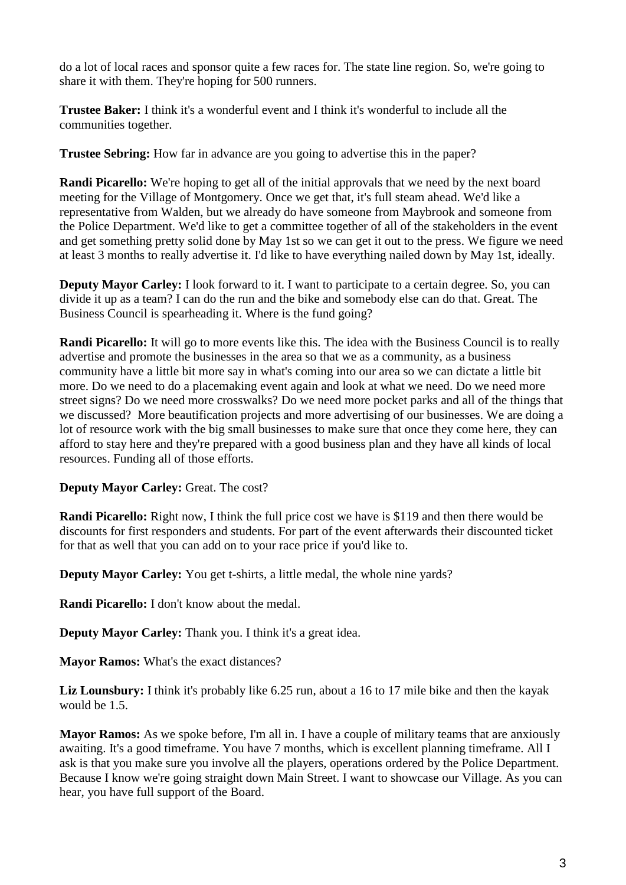do a lot of local races and sponsor quite a few races for. The state line region. So, we're going to share it with them. They're hoping for 500 runners.

**Trustee Baker:** I think it's a wonderful event and I think it's wonderful to include all the communities together.

**Trustee Sebring:** How far in advance are you going to advertise this in the paper?

**Randi Picarello:** We're hoping to get all of the initial approvals that we need by the next board meeting for the Village of Montgomery. Once we get that, it's full steam ahead. We'd like a representative from Walden, but we already do have someone from Maybrook and someone from the Police Department. We'd like to get a committee together of all of the stakeholders in the event and get something pretty solid done by May 1st so we can get it out to the press. We figure we need at least 3 months to really advertise it. I'd like to have everything nailed down by May 1st, ideally.

**Deputy Mayor Carley:** I look forward to it. I want to participate to a certain degree. So, you can divide it up as a team? I can do the run and the bike and somebody else can do that. Great. The Business Council is spearheading it. Where is the fund going?

**Randi Picarello:** It will go to more events like this. The idea with the Business Council is to really advertise and promote the businesses in the area so that we as a community, as a business community have a little bit more say in what's coming into our area so we can dictate a little bit more. Do we need to do a placemaking event again and look at what we need. Do we need more street signs? Do we need more crosswalks? Do we need more pocket parks and all of the things that we discussed? More beautification projects and more advertising of our businesses. We are doing a lot of resource work with the big small businesses to make sure that once they come here, they can afford to stay here and they're prepared with a good business plan and they have all kinds of local resources. Funding all of those efforts.

**Deputy Mayor Carley:** Great. The cost?

**Randi Picarello:** Right now, I think the full price cost we have is $119 and then there would be discounts for first responders and students. For part of the event afterwards their discounted ticket for that as well that you can add on to your race price if you'd like to.

**Deputy Mayor Carley:** You get t-shirts, a little medal, the whole nine yards?

**Randi Picarello:** I don't know about the medal.

**Deputy Mayor Carley:** Thank you. I think it's a great idea.

**Mayor Ramos:** What's the exact distances?

**Liz Lounsbury:** I think it's probably like 6.25 run, about a 16 to 17 mile bike and then the kayak would be 1.5.

**Mayor Ramos:** As we spoke before, I'm all in. I have a couple of military teams that are anxiously awaiting. It's a good timeframe. You have 7 months, which is excellent planning timeframe. All I ask is that you make sure you involve all the players, operations ordered by the Police Department. Because I know we're going straight down Main Street. I want to showcase our Village. As you can hear, you have full support of the Board.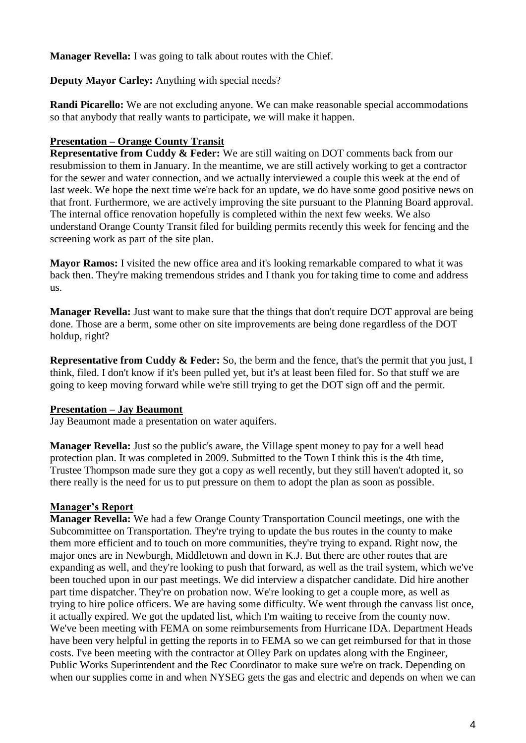**Manager Revella:** I was going to talk about routes with the Chief.

**Deputy Mayor Carley:** Anything with special needs?

**Randi Picarello:** We are not excluding anyone. We can make reasonable special accommodations so that anybody that really wants to participate, we will make it happen.

**Presentation – Orange County Transit**

**Representative from Cuddy & Feder:** We are still waiting on DOT comments back from our resubmission to them in January. In the meantime, we are still actively working to get a contractor for the sewer and water connection, and we actually interviewed a couple this week at the end of last week. We hope the next time we're back for an update, we do have some good positive news on that front. Furthermore, we are actively improving the site pursuant to the Planning Board approval. The internal office renovation hopefully is completed within the next few weeks. We also understand Orange County Transit filed for building permits recently this week for fencing and the screening work as part of the site plan.

**Mayor Ramos:** I visited the new office area and it's looking remarkable compared to what it was back then. They're making tremendous strides and I thank you for taking time to come and address us.

**Manager Revella:** Just want to make sure that the things that don't require DOT approval are being done. Those are a berm, some other on site improvements are being done regardless of the DOT holdup, right?

**Representative from Cuddy & Feder:** So, the berm and the fence, that's the permit that you just, I think, filed. I don't know if it's been pulled yet, but it's at least been filed for. So that stuff we are going to keep moving forward while we're still trying to get the DOT sign off and the permit.

**Presentation – Jay Beaumont**

Jay Beaumont made a presentation on water aquifers.

**Manager Revella:** Just so the public's aware, the Village spent money to pay for a well head protection plan. It was completed in 2009. Submitted to the Town I think this is the 4th time, Trustee Thompson made sure they got a copy as well recently, but they still haven't adopted it, so there really is the need for us to put pressure on them to adopt the plan as soon as possible.

**Manager's Report**

**Manager Revella:** We had a few Orange County Transportation Council meetings, one with the Subcommittee on Transportation. They're trying to update the bus routes in the county to make them more efficient and to touch on more communities, they're trying to expand. Right now, the major ones are in Newburgh, Middletown and down in K.J. But there are other routes that are expanding as well, and they're looking to push that forward, as well as the trail system, which we've been touched upon in our past meetings. We did interview a dispatcher candidate. Did hire another part time dispatcher. They're on probation now. We're looking to get a couple more, as well as trying to hire police officers. We are having some difficulty. We went through the canvass list once, it actually expired. We got the updated list, which I'm waiting to receive from the county now. We've been meeting with FEMA on some reimbursements from Hurricane IDA. Department Heads have been very helpful in getting the reports in to FEMA so we can get reimbursed for that in those costs. I've been meeting with the contractor at Olley Park on updates along with the Engineer, Public Works Superintendent and the Rec Coordinator to make sure we're on track. Depending on when our supplies come in and when NYSEG gets the gas and electric and depends on when we can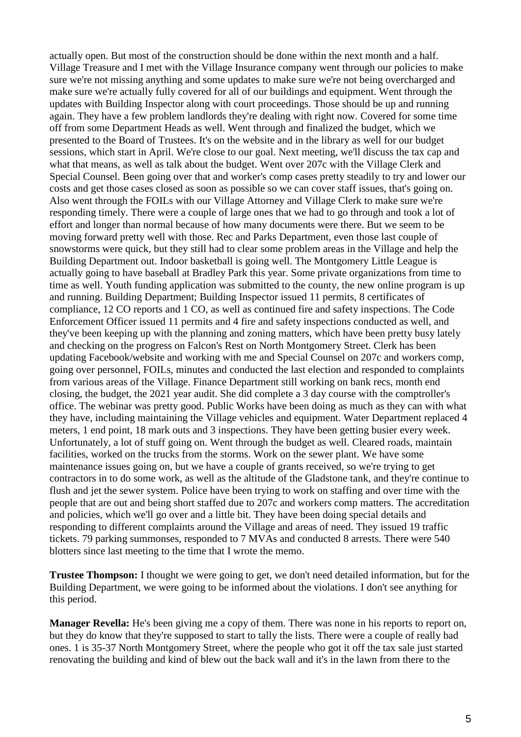actually open. But most of the construction should be done within the next month and a half. Village Treasure and I met with the Village Insurance company went through our policies to make sure we're not missing anything and some updates to make sure we're not being overcharged and make sure we're actually fully covered for all of our buildings and equipment. Went through the updates with Building Inspector along with court proceedings. Those should be up and running again. They have a few problem landlords they're dealing with right now. Covered for some time off from some Department Heads as well. Went through and finalized the budget, which we presented to the Board of Trustees. It's on the website and in the library as well for our budget sessions, which start in April. We're close to our goal. Next meeting, we'll discuss the tax cap and what that means, as well as talk about the budget. Went over 207c with the Village Clerk and Special Counsel. Been going over that and worker's comp cases pretty steadily to try and lower our costs and get those cases closed as soon as possible so we can cover staff issues, that's going on. Also went through the FOILs with our Village Attorney and Village Clerk to make sure we're responding timely. There were a couple of large ones that we had to go through and took a lot of effort and longer than normal because of how many documents were there. But we seem to be moving forward pretty well with those. Rec and Parks Department, even those last couple of snowstorms were quick, but they still had to clear some problem areas in the Village and help the Building Department out. Indoor basketball is going well. The Montgomery Little League is actually going to have baseball at Bradley Park this year. Some private organizations from time to time as well. Youth funding application was submitted to the county, the new online program is up and running. Building Department; Building Inspector issued 11 permits, 8 certificates of compliance, 12 CO reports and 1 CO, as well as continued fire and safety inspections. The Code Enforcement Officer issued 11 permits and 4 fire and safety inspections conducted as well, and they've been keeping up with the planning and zoning matters, which have been pretty busy lately and checking on the progress on Falcon's Rest on North Montgomery Street. Clerk has been updating Facebook/website and working with me and Special Counsel on 207c and workers comp, going over personnel, FOILs, minutes and conducted the last election and responded to complaints from various areas of the Village. Finance Department still working on bank recs, month end closing, the budget, the 2021 year audit. She did complete a 3 day course with the comptroller's office. The webinar was pretty good. Public Works have been doing as much as they can with what they have, including maintaining the Village vehicles and equipment. Water Department replaced 4 meters, 1 end point, 18 mark outs and 3 inspections. They have been getting busier every week. Unfortunately, a lot of stuff going on. Went through the budget as well. Cleared roads, maintain facilities, worked on the trucks from the storms. Work on the sewer plant. We have some maintenance issues going on, but we have a couple of grants received, so we're trying to get contractors in to do some work, as well as the altitude of the Gladstone tank, and they're continue to flush and jet the sewer system. Police have been trying to work on staffing and over time with the people that are out and being short staffed due to 207c and workers comp matters. The accreditation and policies, which we'll go over and a little bit. They have been doing special details and responding to different complaints around the Village and areas of need. They issued 19 traffic tickets. 79 parking summonses, responded to 7 MVAs and conducted 8 arrests. There were 540 blotters since last meeting to the time that I wrote the memo.

**Trustee Thompson:** I thought we were going to get, we don't need detailed information, but for the Building Department, we were going to be informed about the violations. I don't see anything for this period.

**Manager Revella:** He's been giving me a copy of them. There was none in his reports to report on, but they do know that they're supposed to start to tally the lists. There were a couple of really bad ones. 1 is 35-37 North Montgomery Street, where the people who got it off the tax sale just started renovating the building and kind of blew out the back wall and it's in the lawn from there to the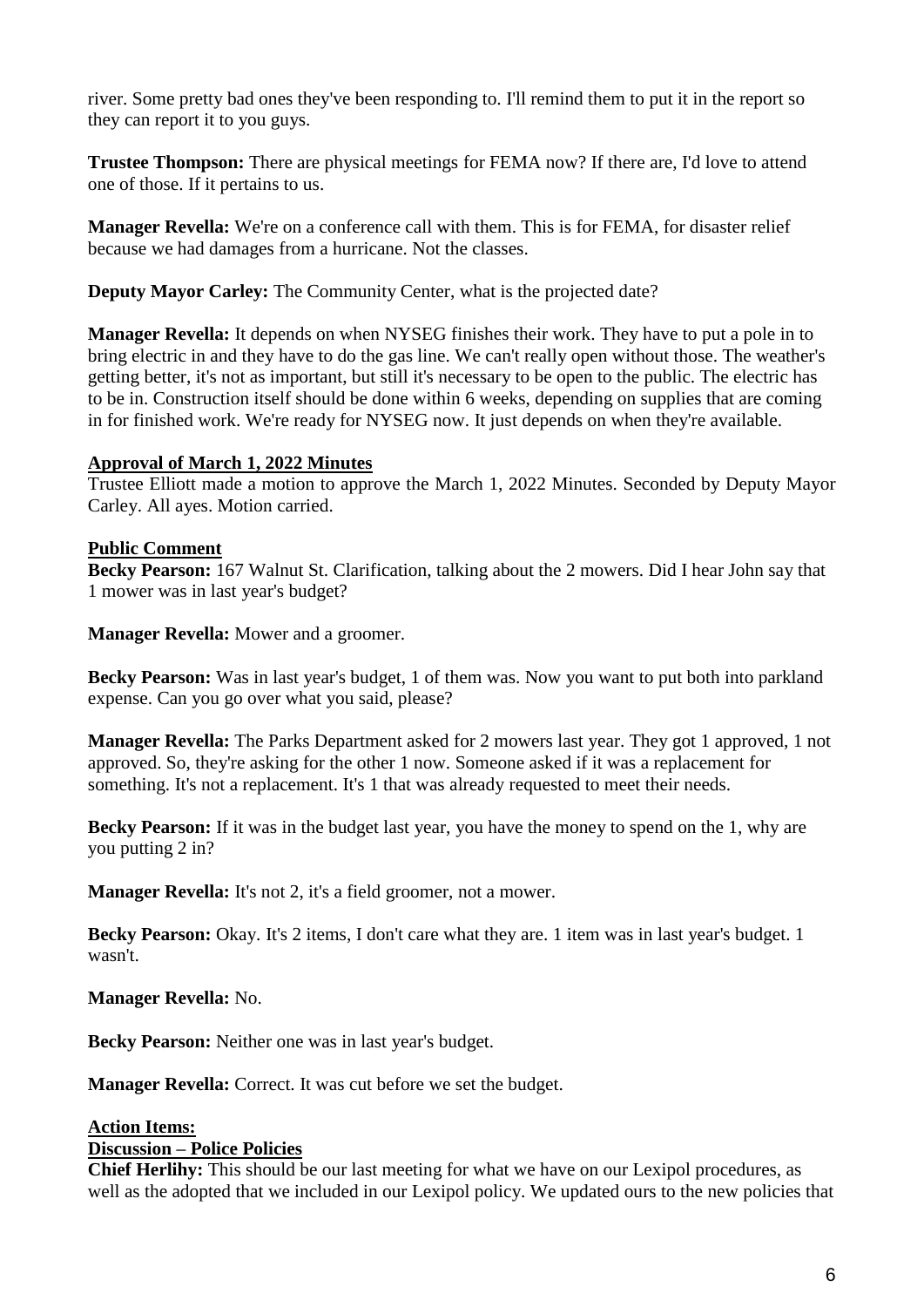river. Some pretty bad ones they've been responding to. I'll remind them to put it in the report so they can report it to you guys.

**Trustee Thompson:** There are physical meetings for FEMA now? If there are, I'd love to attend one of those. If it pertains to us.

**Manager Revella:** We're on a conference call with them. This is for FEMA, for disaster relief because we had damages from a hurricane. Not the classes.

**Deputy Mayor Carley:** The Community Center, what is the projected date?

**Manager Revella:** It depends on when NYSEG finishes their work. They have to put a pole in to bring electric in and they have to do the gas line. We can't really open without those. The weather's getting better, it's not as important, but still it's necessary to be open to the public. The electric has to be in. Construction itself should be done within 6 weeks, depending on supplies that are coming in for finished work. We're ready for NYSEG now. It just depends on when they're available.

**Approval of March 1, 2022 Minutes**

Trustee Elliott made a motion to approve the March 1, 2022 Minutes. Seconded by Deputy Mayor Carley. All ayes. Motion carried.

**Public Comment**

**Becky Pearson:** 167 Walnut St. Clarification, talking about the 2 mowers. Did I hear John say that 1 mower was in last year's budget?

**Manager Revella:** Mower and a groomer.

**Becky Pearson:** Was in last year's budget, 1 of them was. Now you want to put both into parkland expense. Can you go over what you said, please?

**Manager Revella:** The Parks Department asked for 2 mowers last year. They got 1 approved, 1 not approved. So, they're asking for the other 1 now. Someone asked if it was a replacement for something. It's not a replacement. It's 1 that was already requested to meet their needs.

**Becky Pearson:** If it was in the budget last year, you have the money to spend on the 1, why are you putting 2 in?

**Manager Revella:** It's not 2, it's a field groomer, not a mower.

**Becky Pearson:** Okay. It's 2 items, I don't care what they are. 1 item was in last year's budget. 1 wasn't.

**Manager Revella:** No.

**Becky Pearson:** Neither one was in last year's budget.

**Manager Revella:** Correct. It was cut before we set the budget.

**Action Items:**

**Discussion – Police Policies**

**Chief Herlihy:** This should be our last meeting for what we have on our Lexipol procedures, as well as the adopted that we included in our Lexipol policy. We updated ours to the new policies that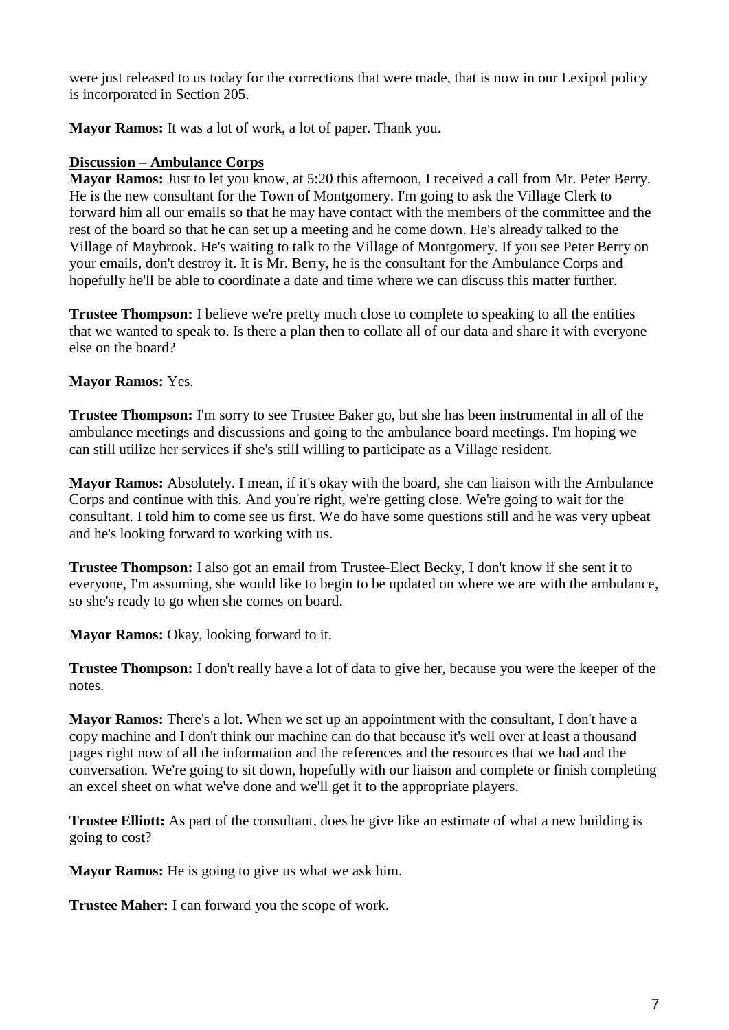were just released to us today for the corrections that were made, that is now in our Lexipol policy is incorporated in Section 205.

**Mayor Ramos:** It was a lot of work, a lot of paper. Thank you.

**Discussion – Ambulance Corps**

**Mayor Ramos:** Just to let you know, at 5:20 this afternoon, I received a call from Mr. Peter Berry. He is the new consultant for the Town of Montgomery. I'm going to ask the Village Clerk to forward him all our emails so that he may have contact with the members of the committee and the rest of the board so that he can set up a meeting and he come down. He's already talked to the Village of Maybrook. He's waiting to talk to the Village of Montgomery. If you see Peter Berry on your emails, don't destroy it. It is Mr. Berry, he is the consultant for the Ambulance Corps and hopefully he'll be able to coordinate a date and time where we can discuss this matter further.

**Trustee Thompson:** I believe we're pretty much close to complete to speaking to all the entities that we wanted to speak to. Is there a plan then to collate all of our data and share it with everyone else on the board?

**Mayor Ramos:** Yes.

**Trustee Thompson:** I'm sorry to see Trustee Baker go, but she has been instrumental in all of the ambulance meetings and discussions and going to the ambulance board meetings. I'm hoping we can still utilize her services if she's still willing to participate as a Village resident.

**Mayor Ramos:** Absolutely. I mean, if it's okay with the board, she can liaison with the Ambulance Corps and continue with this. And you're right, we're getting close. We're going to wait for the consultant. I told him to come see us first. We do have some questions still and he was very upbeat and he's looking forward to working with us.

**Trustee Thompson:** I also got an email from Trustee-Elect Becky, I don't know if she sent it to everyone, I'm assuming, she would like to begin to be updated on where we are with the ambulance, so she's ready to go when she comes on board.

**Mayor Ramos:** Okay, looking forward to it.

**Trustee Thompson:** I don't really have a lot of data to give her, because you were the keeper of the notes.

**Mayor Ramos:** There's a lot. When we set up an appointment with the consultant, I don't have a copy machine and I don't think our machine can do that because it's well over at least a thousand pages right now of all the information and the references and the resources that we had and the conversation. We're going to sit down, hopefully with our liaison and complete or finish completing an excel sheet on what we've done and we'll get it to the appropriate players.

**Trustee Elliott:** As part of the consultant, does he give like an estimate of what a new building is going to cost?

**Mayor Ramos:** He is going to give us what we ask him.

**Trustee Maher:** I can forward you the scope of work.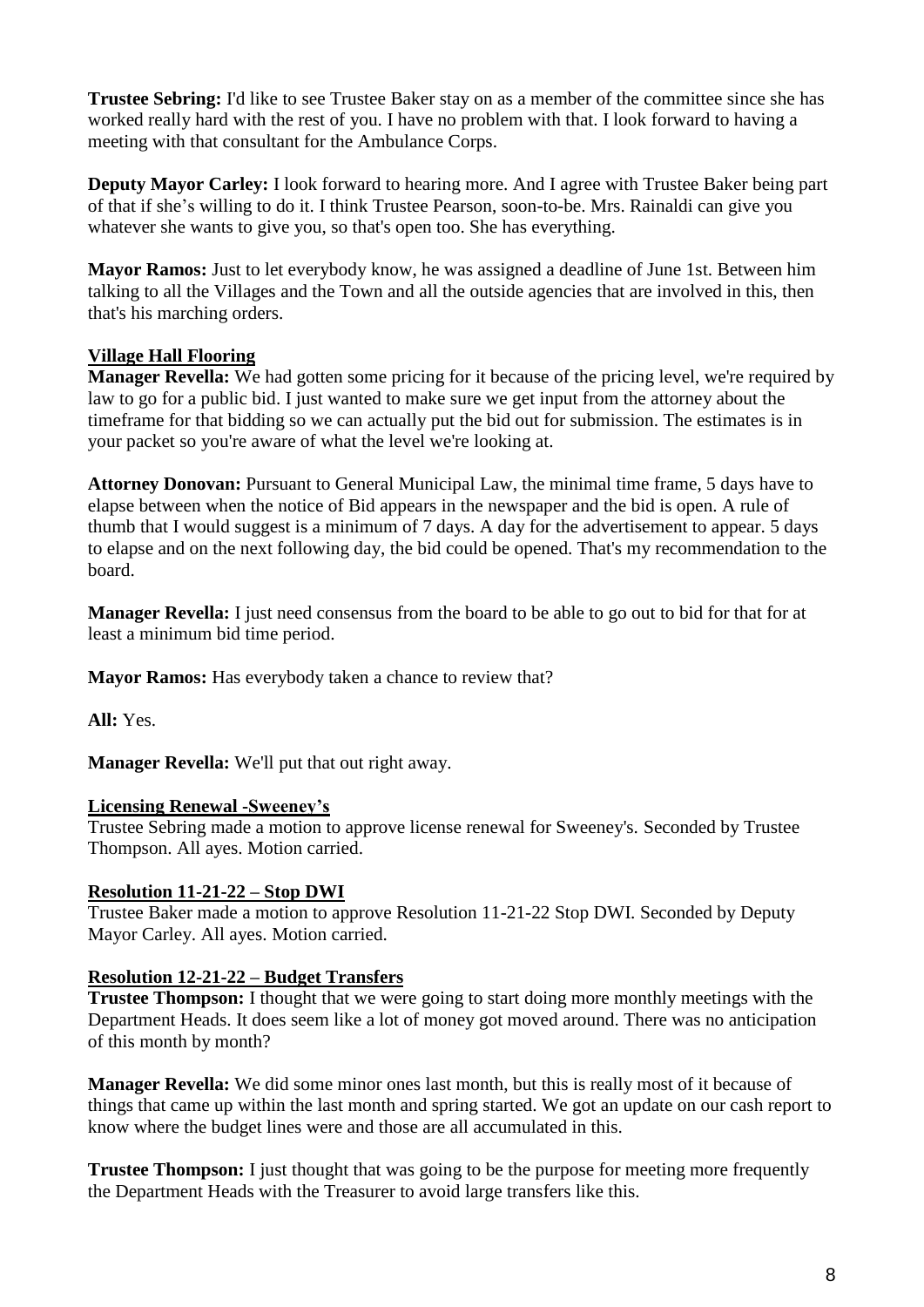**Trustee Sebring:** I'd like to see Trustee Baker stay on as a member of the committee since she has worked really hard with the rest of you. I have no problem with that. I look forward to having a meeting with that consultant for the Ambulance Corps.

**Deputy Mayor Carley:** I look forward to hearing more. And I agree with Trustee Baker being part of that if she's willing to do it. I think Trustee Pearson, soon-to-be. Mrs. Rainaldi can give you whatever she wants to give you, so that's open too. She has everything.

**Mayor Ramos:** Just to let everybody know, he was assigned a deadline of June 1st. Between him talking to all the Villages and the Town and all the outside agencies that are involved in this, then that's his marching orders.

**Village Hall Flooring**

**Manager Revella:** We had gotten some pricing for it because of the pricing level, we're required by law to go for a public bid. I just wanted to make sure we get input from the attorney about the timeframe for that bidding so we can actually put the bid out for submission. The estimates is in your packet so you're aware of what the level we're looking at.

**Attorney Donovan:** Pursuant to General Municipal Law, the minimal time frame, 5 days have to elapse between when the notice of Bid appears in the newspaper and the bid is open. A rule of thumb that I would suggest is a minimum of 7 days. A day for the advertisement to appear. 5 days to elapse and on the next following day, the bid could be opened. That's my recommendation to the board.

**Manager Revella:** I just need consensus from the board to be able to go out to bid for that for at least a minimum bid time period.

**Mayor Ramos:** Has everybody taken a chance to review that?

**All:** Yes.

**Manager Revella:** We'll put that out right away.

**Licensing Renewal -Sweeney's**

Trustee Sebring made a motion to approve license renewal for Sweeney's. Seconded by Trustee Thompson. All ayes. Motion carried.

**Resolution 11-21-22 – Stop DWI**

Trustee Baker made a motion to approve Resolution 11-21-22 Stop DWI. Seconded by Deputy Mayor Carley. All ayes. Motion carried.

**Resolution 12-21-22 – Budget Transfers**

**Trustee Thompson:** I thought that we were going to start doing more monthly meetings with the Department Heads. It does seem like a lot of money got moved around. There was no anticipation of this month by month?

**Manager Revella:** We did some minor ones last month, but this is really most of it because of things that came up within the last month and spring started. We got an update on our cash report to know where the budget lines were and those are all accumulated in this.

**Trustee Thompson:** I just thought that was going to be the purpose for meeting more frequently the Department Heads with the Treasurer to avoid large transfers like this.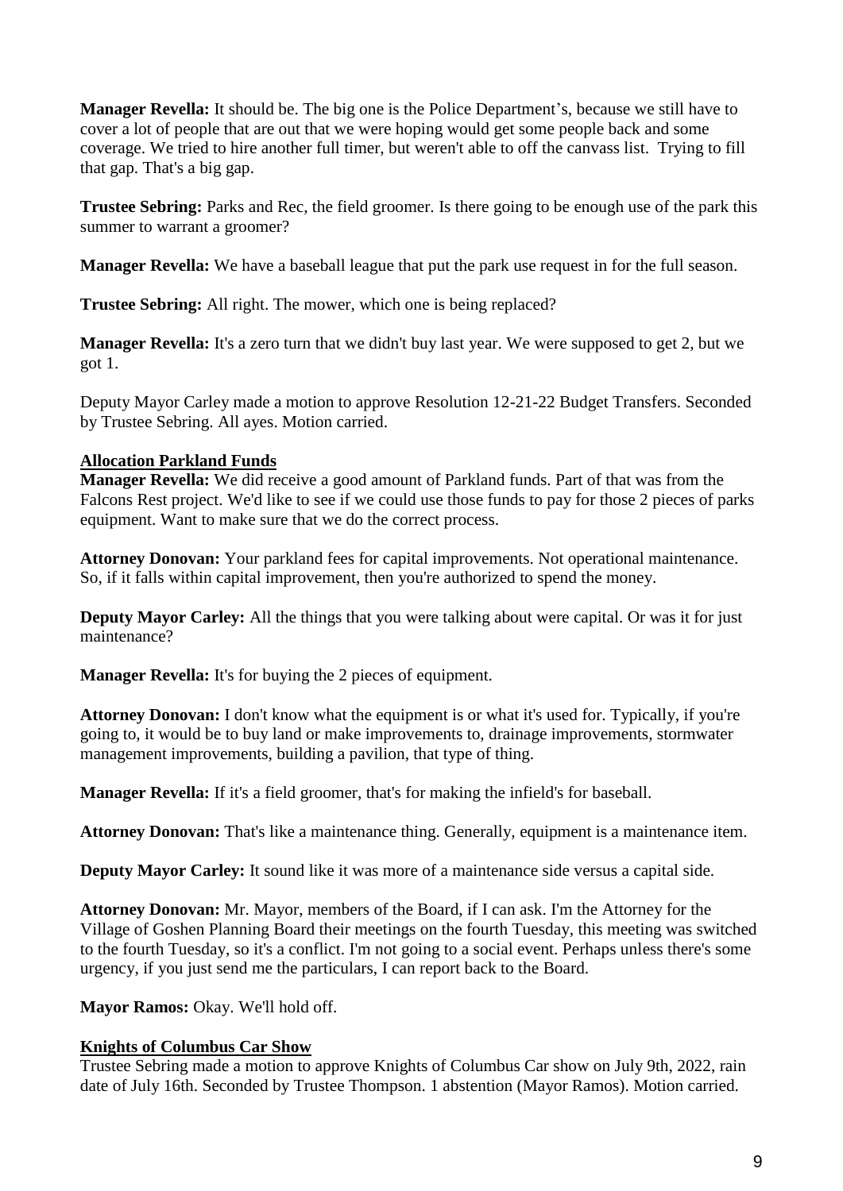**Manager Revella:** It should be. The big one is the Police Department's, because we still have to cover a lot of people that are out that we were hoping would get some people back and some coverage. We tried to hire another full timer, but weren't able to off the canvass list. Trying to fill that gap. That's a big gap.

**Trustee Sebring:** Parks and Rec, the field groomer. Is there going to be enough use of the park this summer to warrant a groomer?

**Manager Revella:** We have a baseball league that put the park use request in for the full season.

**Trustee Sebring:** All right. The mower, which one is being replaced?

**Manager Revella:** It's a zero turn that we didn't buy last year. We were supposed to get 2, but we got 1.

Deputy Mayor Carley made a motion to approve Resolution 12-21-22 Budget Transfers. Seconded by Trustee Sebring. All ayes. Motion carried.

**Allocation Parkland Funds**

**Manager Revella:** We did receive a good amount of Parkland funds. Part of that was from the Falcons Rest project. We'd like to see if we could use those funds to pay for those 2 pieces of parks equipment. Want to make sure that we do the correct process.

**Attorney Donovan:** Your parkland fees for capital improvements. Not operational maintenance. So, if it falls within capital improvement, then you're authorized to spend the money.

**Deputy Mayor Carley:** All the things that you were talking about were capital. Or was it for just maintenance?

**Manager Revella:** It's for buying the 2 pieces of equipment.

**Attorney Donovan:** I don't know what the equipment is or what it's used for. Typically, if you're going to, it would be to buy land or make improvements to, drainage improvements, stormwater management improvements, building a pavilion, that type of thing.

**Manager Revella:** If it's a field groomer, that's for making the infield's for baseball.

**Attorney Donovan:** That's like a maintenance thing. Generally, equipment is a maintenance item.

**Deputy Mayor Carley:** It sound like it was more of a maintenance side versus a capital side.

**Attorney Donovan:** Mr. Mayor, members of the Board, if I can ask. I'm the Attorney for the Village of Goshen Planning Board their meetings on the fourth Tuesday, this meeting was switched to the fourth Tuesday, so it's a conflict. I'm not going to a social event. Perhaps unless there's some urgency, if you just send me the particulars, I can report back to the Board.

**Mayor Ramos:** Okay. We'll hold off.

**Knights of Columbus Car Show**

Trustee Sebring made a motion to approve Knights of Columbus Car show on July 9th, 2022, rain date of July 16th. Seconded by Trustee Thompson. 1 abstention (Mayor Ramos). Motion carried.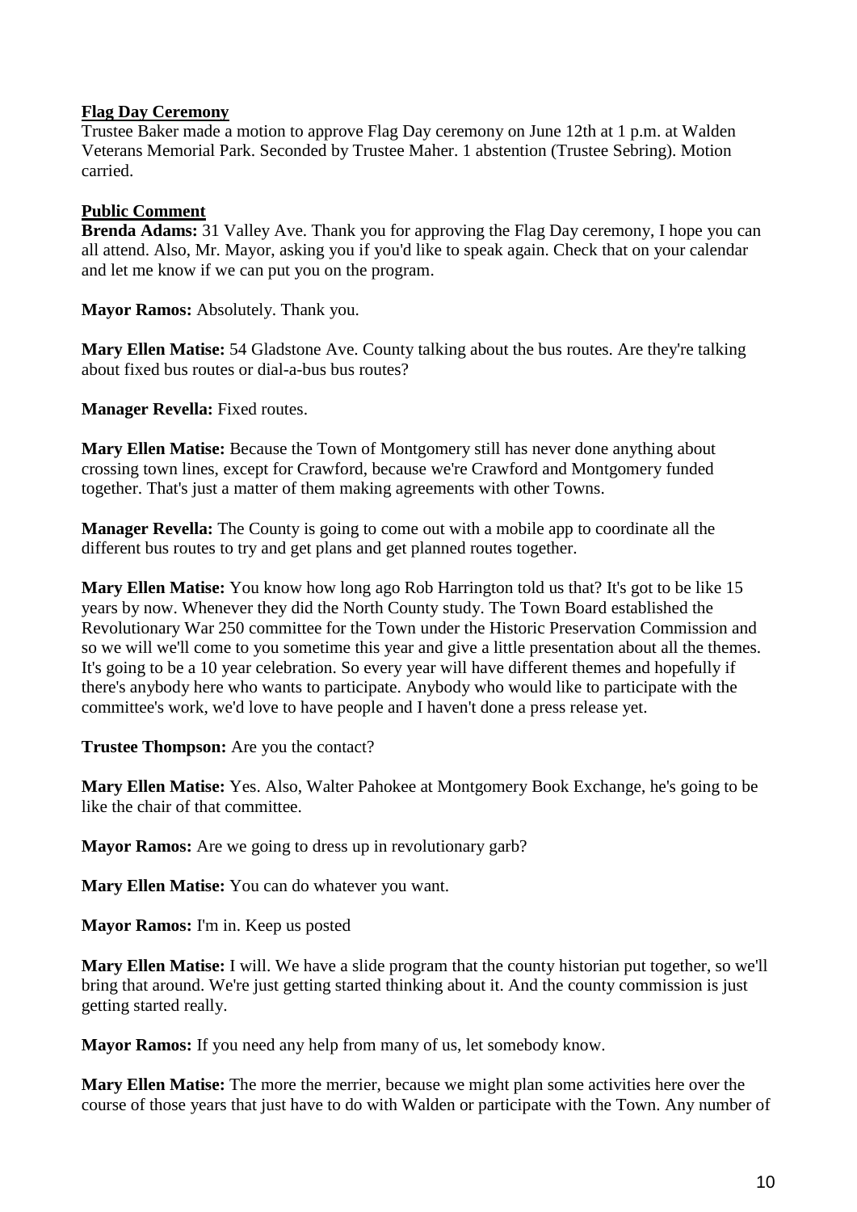**Flag Day Ceremony**

Trustee Baker made a motion to approve Flag Day ceremony on June 12th at 1 p.m. at Walden Veterans Memorial Park. Seconded by Trustee Maher. 1 abstention (Trustee Sebring). Motion carried.

**Public Comment**

**Brenda Adams:** 31 Valley Ave. Thank you for approving the Flag Day ceremony, I hope you can all attend. Also, Mr. Mayor, asking you if you'd like to speak again. Check that on your calendar and let me know if we can put you on the program.

**Mayor Ramos:** Absolutely. Thank you.

**Mary Ellen Matise:** 54 Gladstone Ave. County talking about the bus routes. Are they're talking about fixed bus routes or dial-a-bus bus routes?

**Manager Revella:** Fixed routes.

**Mary Ellen Matise:** Because the Town of Montgomery still has never done anything about crossing town lines, except for Crawford, because we're Crawford and Montgomery funded together. That's just a matter of them making agreements with other Towns.

**Manager Revella:** The County is going to come out with a mobile app to coordinate all the different bus routes to try and get plans and get planned routes together.

**Mary Ellen Matise:** You know how long ago Rob Harrington told us that? It's got to be like 15 years by now. Whenever they did the North County study. The Town Board established the Revolutionary War 250 committee for the Town under the Historic Preservation Commission and so we will we'll come to you sometime this year and give a little presentation about all the themes. It's going to be a 10 year celebration. So every year will have different themes and hopefully if there's anybody here who wants to participate. Anybody who would like to participate with the committee's work, we'd love to have people and I haven't done a press release yet.

**Trustee Thompson:** Are you the contact?

**Mary Ellen Matise:** Yes. Also, Walter Pahokee at Montgomery Book Exchange, he's going to be like the chair of that committee.

**Mayor Ramos:** Are we going to dress up in revolutionary garb?

**Mary Ellen Matise:** You can do whatever you want.

**Mayor Ramos:** I'm in. Keep us posted

**Mary Ellen Matise:** I will. We have a slide program that the county historian put together, so we'll bring that around. We're just getting started thinking about it. And the county commission is just getting started really.

**Mayor Ramos:** If you need any help from many of us, let somebody know.

**Mary Ellen Matise:** The more the merrier, because we might plan some activities here over the course of those years that just have to do with Walden or participate with the Town. Any number of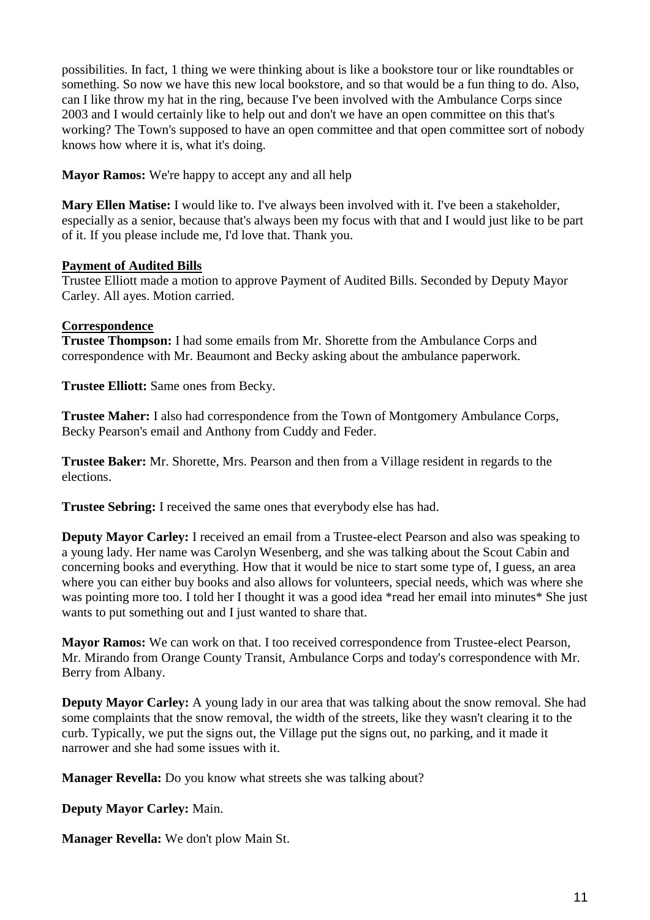possibilities. In fact, 1 thing we were thinking about is like a bookstore tour or like roundtables or something. So now we have this new local bookstore, and so that would be a fun thing to do. Also, can I like throw my hat in the ring, because I've been involved with the Ambulance Corps since 2003 and I would certainly like to help out and don't we have an open committee on this that's working? The Town's supposed to have an open committee and that open committee sort of nobody knows how where it is, what it's doing.

**Mayor Ramos:** We're happy to accept any and all help

**Mary Ellen Matise:** I would like to. I've always been involved with it. I've been a stakeholder, especially as a senior, because that's always been my focus with that and I would just like to be part of it. If you please include me, I'd love that. Thank you.

**Payment of Audited Bills**

Trustee Elliott made a motion to approve Payment of Audited Bills. Seconded by Deputy Mayor Carley. All ayes. Motion carried.

**Correspondence**

**Trustee Thompson:** I had some emails from Mr. Shorette from the Ambulance Corps and correspondence with Mr. Beaumont and Becky asking about the ambulance paperwork.

**Trustee Elliott:** Same ones from Becky.

**Trustee Maher:** I also had correspondence from the Town of Montgomery Ambulance Corps, Becky Pearson's email and Anthony from Cuddy and Feder.

**Trustee Baker:** Mr. Shorette, Mrs. Pearson and then from a Village resident in regards to the elections.

**Trustee Sebring:** I received the same ones that everybody else has had.

**Deputy Mayor Carley:** I received an email from a Trustee-elect Pearson and also was speaking to a young lady. Her name was Carolyn Wesenberg, and she was talking about the Scout Cabin and concerning books and everything. How that it would be nice to start some type of, I guess, an area where you can either buy books and also allows for volunteers, special needs, which was where she was pointing more too. I told her I thought it was a good idea *read her email into minutes* She just wants to put something out and I just wanted to share that.

**Mayor Ramos:** We can work on that. I too received correspondence from Trustee-elect Pearson, Mr. Mirando from Orange County Transit, Ambulance Corps and today's correspondence with Mr. Berry from Albany.

**Deputy Mayor Carley:** A young lady in our area that was talking about the snow removal. She had some complaints that the snow removal, the width of the streets, like they wasn't clearing it to the curb. Typically, we put the signs out, the Village put the signs out, no parking, and it made it narrower and she had some issues with it.

**Manager Revella:** Do you know what streets she was talking about?

**Deputy Mayor Carley:** Main.

**Manager Revella:** We don't plow Main St.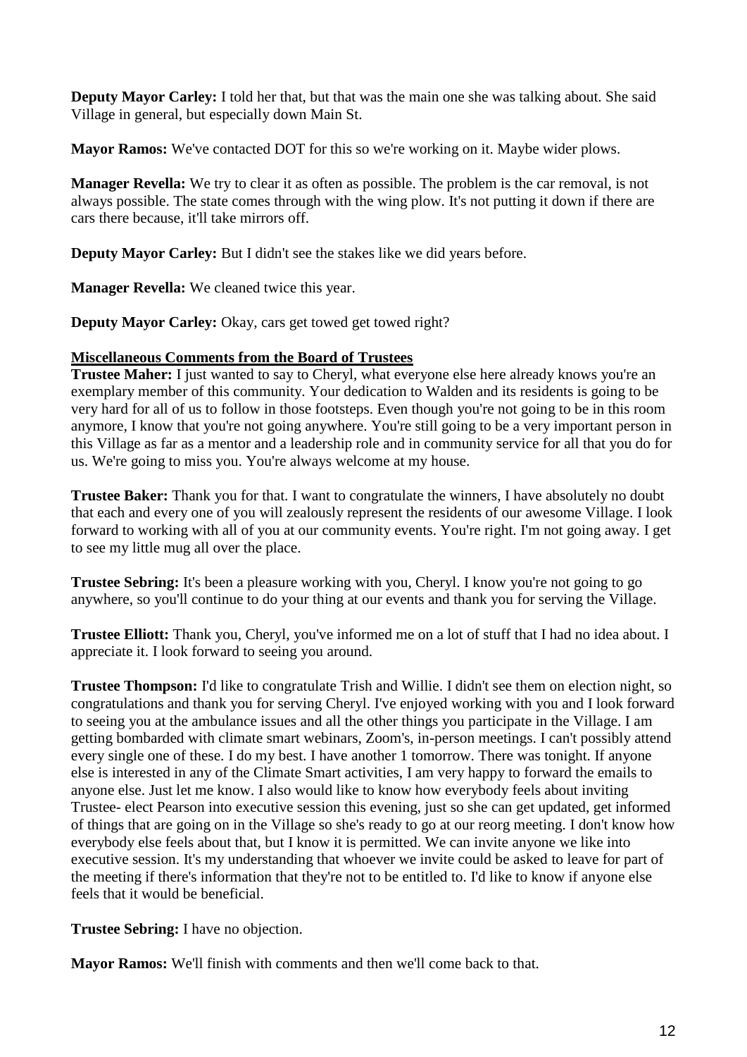**Deputy Mayor Carley:** I told her that, but that was the main one she was talking about. She said Village in general, but especially down Main St.

**Mayor Ramos:** We've contacted DOT for this so we're working on it. Maybe wider plows.

**Manager Revella:** We try to clear it as often as possible. The problem is the car removal, is not always possible. The state comes through with the wing plow. It's not putting it down if there are cars there because, it'll take mirrors off.

**Deputy Mayor Carley:** But I didn't see the stakes like we did years before.

**Manager Revella:** We cleaned twice this year.

**Deputy Mayor Carley:** Okay, cars get towed get towed right?

**Miscellaneous Comments from the Board of Trustees**

**Trustee Maher:** I just wanted to say to Cheryl, what everyone else here already knows you're an exemplary member of this community. Your dedication to Walden and its residents is going to be very hard for all of us to follow in those footsteps. Even though you're not going to be in this room anymore, I know that you're not going anywhere. You're still going to be a very important person in this Village as far as a mentor and a leadership role and in community service for all that you do for us. We're going to miss you. You're always welcome at my house.

**Trustee Baker:** Thank you for that. I want to congratulate the winners, I have absolutely no doubt that each and every one of you will zealously represent the residents of our awesome Village. I look forward to working with all of you at our community events. You're right. I'm not going away. I get to see my little mug all over the place.

**Trustee Sebring:** It's been a pleasure working with you, Cheryl. I know you're not going to go anywhere, so you'll continue to do your thing at our events and thank you for serving the Village.

**Trustee Elliott:** Thank you, Cheryl, you've informed me on a lot of stuff that I had no idea about. I appreciate it. I look forward to seeing you around.

**Trustee Thompson:** I'd like to congratulate Trish and Willie. I didn't see them on election night, so congratulations and thank you for serving Cheryl. I've enjoyed working with you and I look forward to seeing you at the ambulance issues and all the other things you participate in the Village. I am getting bombarded with climate smart webinars, Zoom's, in-person meetings. I can't possibly attend every single one of these. I do my best. I have another 1 tomorrow. There was tonight. If anyone else is interested in any of the Climate Smart activities, I am very happy to forward the emails to anyone else. Just let me know. I also would like to know how everybody feels about inviting Trustee- elect Pearson into executive session this evening, just so she can get updated, get informed of things that are going on in the Village so she's ready to go at our reorg meeting. I don't know how everybody else feels about that, but I know it is permitted. We can invite anyone we like into executive session. It's my understanding that whoever we invite could be asked to leave for part of the meeting if there's information that they're not to be entitled to. I'd like to know if anyone else feels that it would be beneficial.

**Trustee Sebring:** I have no objection.

**Mayor Ramos:** We'll finish with comments and then we'll come back to that.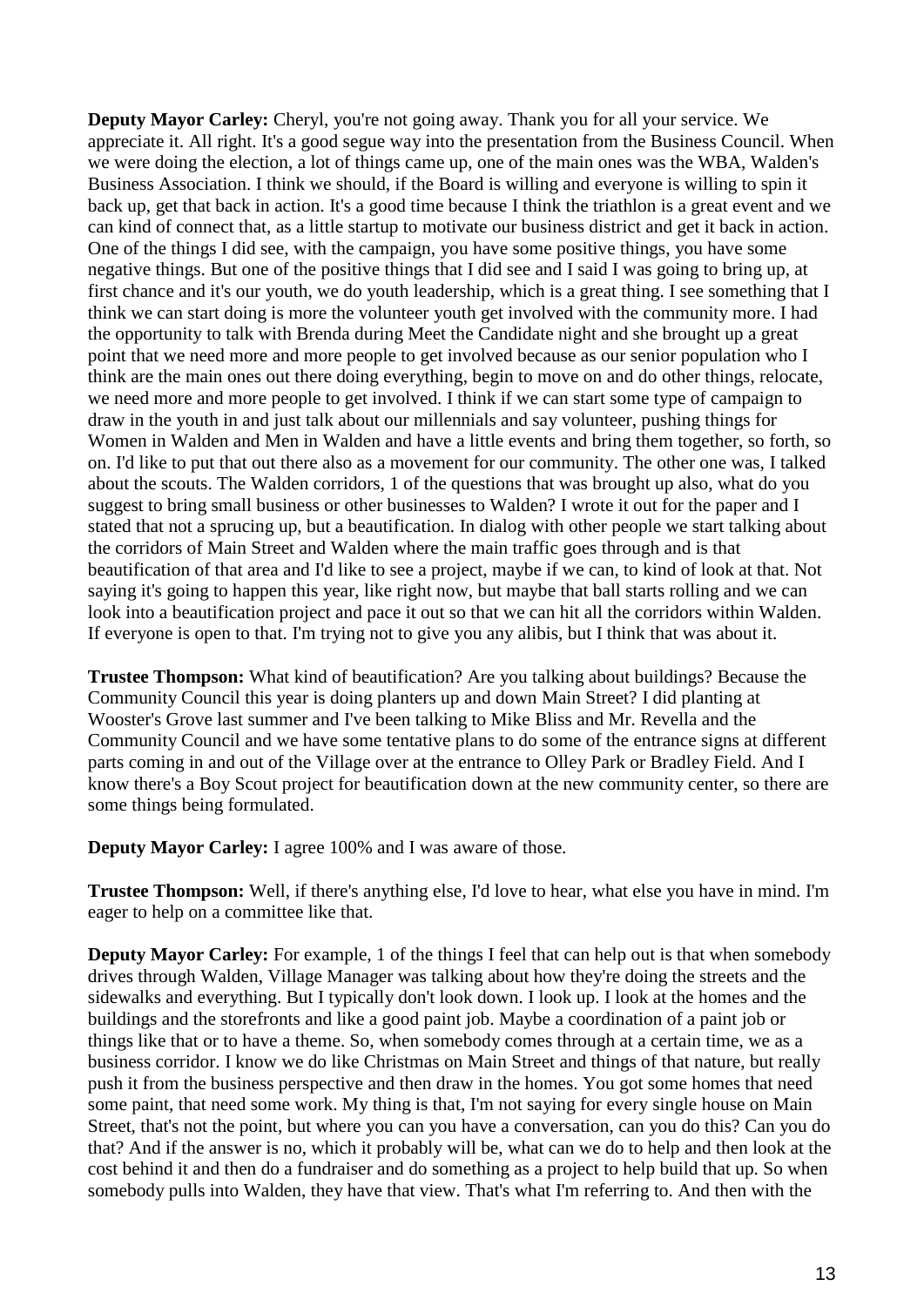**Deputy Mayor Carley:** Cheryl, you're not going away. Thank you for all your service. We appreciate it. All right. It's a good segue way into the presentation from the Business Council. When we were doing the election, a lot of things came up, one of the main ones was the WBA, Walden's Business Association. I think we should, if the Board is willing and everyone is willing to spin it back up, get that back in action. It's a good time because I think the triathlon is a great event and we can kind of connect that, as a little startup to motivate our business district and get it back in action. One of the things I did see, with the campaign, you have some positive things, you have some negative things. But one of the positive things that I did see and I said I was going to bring up, at first chance and it's our youth, we do youth leadership, which is a great thing. I see something that I think we can start doing is more the volunteer youth get involved with the community more. I had the opportunity to talk with Brenda during Meet the Candidate night and she brought up a great point that we need more and more people to get involved because as our senior population who I think are the main ones out there doing everything, begin to move on and do other things, relocate, we need more and more people to get involved. I think if we can start some type of campaign to draw in the youth in and just talk about our millennials and say volunteer, pushing things for Women in Walden and Men in Walden and have a little events and bring them together, so forth, so on. I'd like to put that out there also as a movement for our community. The other one was, I talked about the scouts. The Walden corridors, 1 of the questions that was brought up also, what do you suggest to bring small business or other businesses to Walden? I wrote it out for the paper and I stated that not a sprucing up, but a beautification. In dialog with other people we start talking about the corridors of Main Street and Walden where the main traffic goes through and is that beautification of that area and I'd like to see a project, maybe if we can, to kind of look at that. Not saying it's going to happen this year, like right now, but maybe that ball starts rolling and we can look into a beautification project and pace it out so that we can hit all the corridors within Walden. If everyone is open to that. I'm trying not to give you any alibis, but I think that was about it.

**Trustee Thompson:** What kind of beautification? Are you talking about buildings? Because the Community Council this year is doing planters up and down Main Street? I did planting at Wooster's Grove last summer and I've been talking to Mike Bliss and Mr. Revella and the Community Council and we have some tentative plans to do some of the entrance signs at different parts coming in and out of the Village over at the entrance to Olley Park or Bradley Field. And I know there's a Boy Scout project for beautification down at the new community center, so there are some things being formulated.

**Deputy Mayor Carley:** I agree 100% and I was aware of those.

**Trustee Thompson:** Well, if there's anything else, I'd love to hear, what else you have in mind. I'm eager to help on a committee like that.

**Deputy Mayor Carley:** For example, 1 of the things I feel that can help out is that when somebody drives through Walden, Village Manager was talking about how they're doing the streets and the sidewalks and everything. But I typically don't look down. I look up. I look at the homes and the buildings and the storefronts and like a good paint job. Maybe a coordination of a paint job or things like that or to have a theme. So, when somebody comes through at a certain time, we as a business corridor. I know we do like Christmas on Main Street and things of that nature, but really push it from the business perspective and then draw in the homes. You got some homes that need some paint, that need some work. My thing is that, I'm not saying for every single house on Main Street, that's not the point, but where you can you have a conversation, can you do this? Can you do that? And if the answer is no, which it probably will be, what can we do to help and then look at the cost behind it and then do a fundraiser and do something as a project to help build that up. So when somebody pulls into Walden, they have that view. That's what I'm referring to. And then with the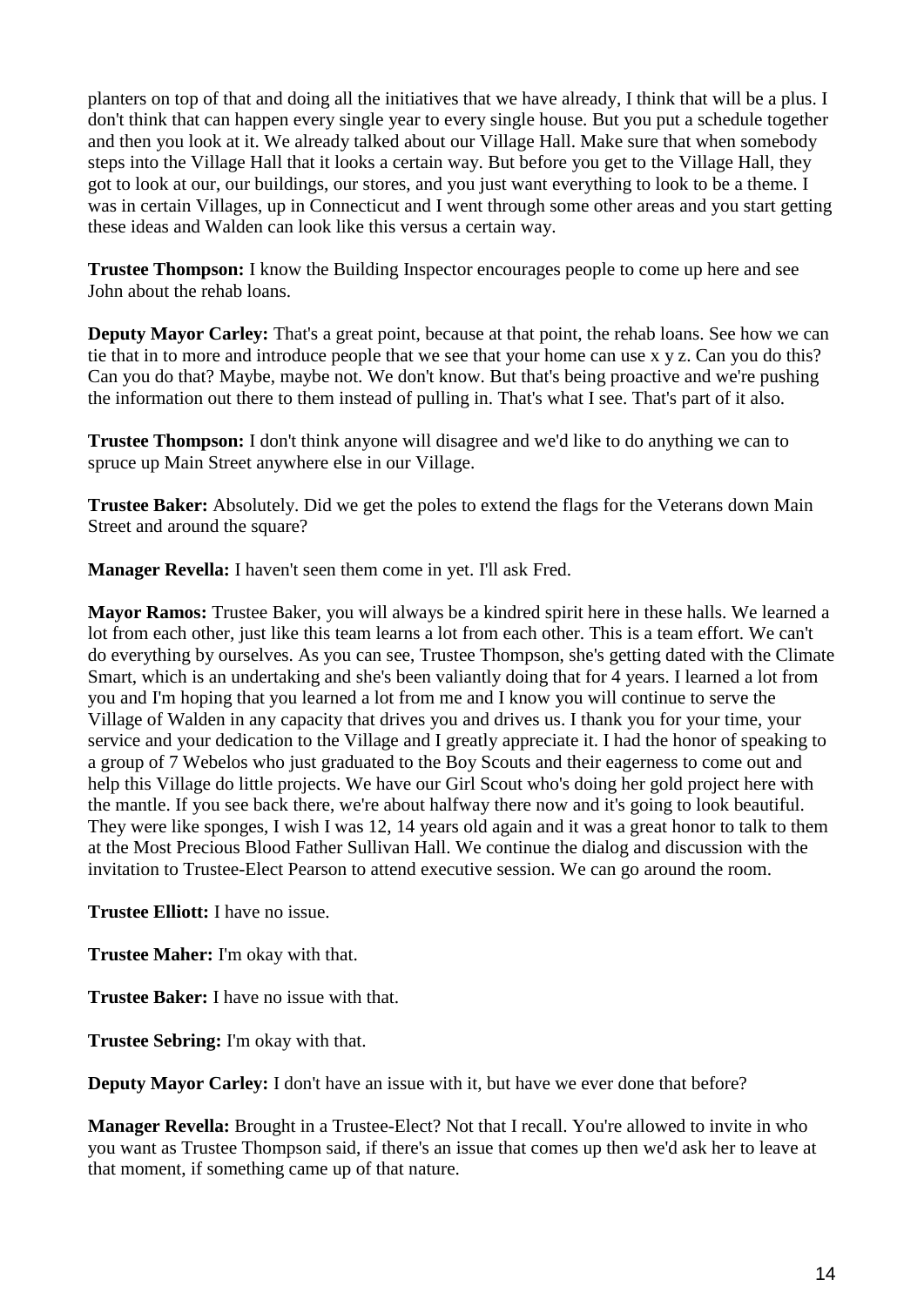planters on top of that and doing all the initiatives that we have already, I think that will be a plus. I don't think that can happen every single year to every single house. But you put a schedule together and then you look at it. We already talked about our Village Hall. Make sure that when somebody steps into the Village Hall that it looks a certain way. But before you get to the Village Hall, they got to look at our, our buildings, our stores, and you just want everything to look to be a theme. I was in certain Villages, up in Connecticut and I went through some other areas and you start getting these ideas and Walden can look like this versus a certain way.

**Trustee Thompson:** I know the Building Inspector encourages people to come up here and see John about the rehab loans.

**Deputy Mayor Carley:** That's a great point, because at that point, the rehab loans. See how we can tie that in to more and introduce people that we see that your home can use x y z. Can you do this? Can you do that? Maybe, maybe not. We don't know. But that's being proactive and we're pushing the information out there to them instead of pulling in. That's what I see. That's part of it also.

**Trustee Thompson:** I don't think anyone will disagree and we'd like to do anything we can to spruce up Main Street anywhere else in our Village.

**Trustee Baker:** Absolutely. Did we get the poles to extend the flags for the Veterans down Main Street and around the square?

**Manager Revella:** I haven't seen them come in yet. I'll ask Fred.

**Mayor Ramos:** Trustee Baker, you will always be a kindred spirit here in these halls. We learned a lot from each other, just like this team learns a lot from each other. This is a team effort. We can't do everything by ourselves. As you can see, Trustee Thompson, she's getting dated with the Climate Smart, which is an undertaking and she's been valiantly doing that for 4 years. I learned a lot from you and I'm hoping that you learned a lot from me and I know you will continue to serve the Village of Walden in any capacity that drives you and drives us. I thank you for your time, your service and your dedication to the Village and I greatly appreciate it. I had the honor of speaking to a group of 7 Webelos who just graduated to the Boy Scouts and their eagerness to come out and help this Village do little projects. We have our Girl Scout who's doing her gold project here with the mantle. If you see back there, we're about halfway there now and it's going to look beautiful. They were like sponges, I wish I was 12, 14 years old again and it was a great honor to talk to them at the Most Precious Blood Father Sullivan Hall. We continue the dialog and discussion with the invitation to Trustee-Elect Pearson to attend executive session. We can go around the room.

**Trustee Elliott:** I have no issue.

**Trustee Maher:** I'm okay with that.

**Trustee Baker:** I have no issue with that.

**Trustee Sebring:** I'm okay with that.

**Deputy Mayor Carley:** I don't have an issue with it, but have we ever done that before?

**Manager Revella:** Brought in a Trustee-Elect? Not that I recall. You're allowed to invite in who you want as Trustee Thompson said, if there's an issue that comes up then we'd ask her to leave at that moment, if something came up of that nature.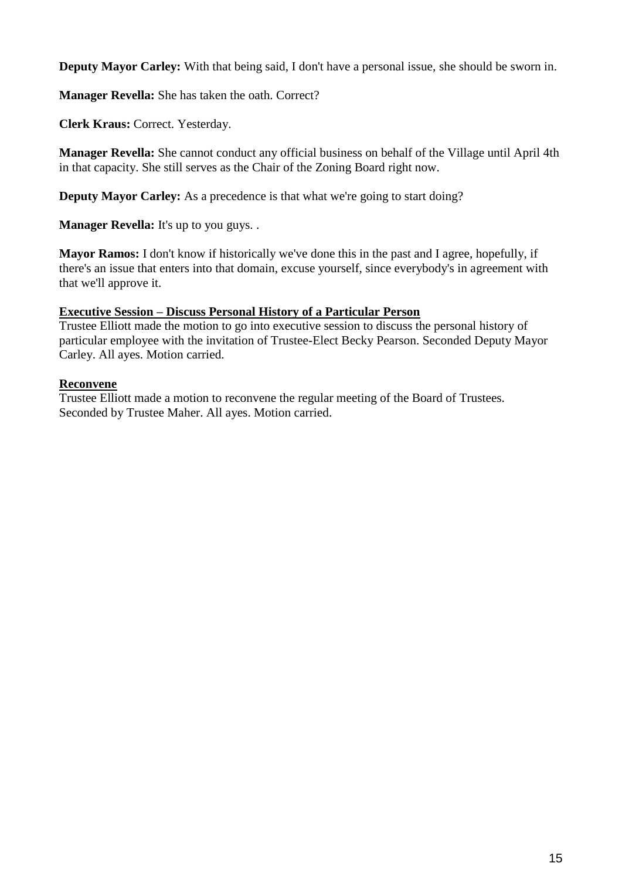**Deputy Mayor Carley:** With that being said, I don't have a personal issue, she should be sworn in.

**Manager Revella:** She has taken the oath. Correct?

**Clerk Kraus:** Correct. Yesterday.

**Manager Revella:** She cannot conduct any official business on behalf of the Village until April 4th in that capacity. She still serves as the Chair of the Zoning Board right now.

**Deputy Mayor Carley:** As a precedence is that what we're going to start doing?

**Manager Revella:** It's up to you guys. .

**Mayor Ramos:** I don't know if historically we've done this in the past and I agree, hopefully, if there's an issue that enters into that domain, excuse yourself, since everybody's in agreement with that we'll approve it.

**Executive Session – Discuss Personal History of a Particular Person**

Trustee Elliott made the motion to go into executive session to discuss the personal history of particular employee with the invitation of Trustee-Elect Becky Pearson. Seconded Deputy Mayor Carley. All ayes. Motion carried.

**Reconvene**

Trustee Elliott made a motion to reconvene the regular meeting of the Board of Trustees. Seconded by Trustee Maher. All ayes. Motion carried.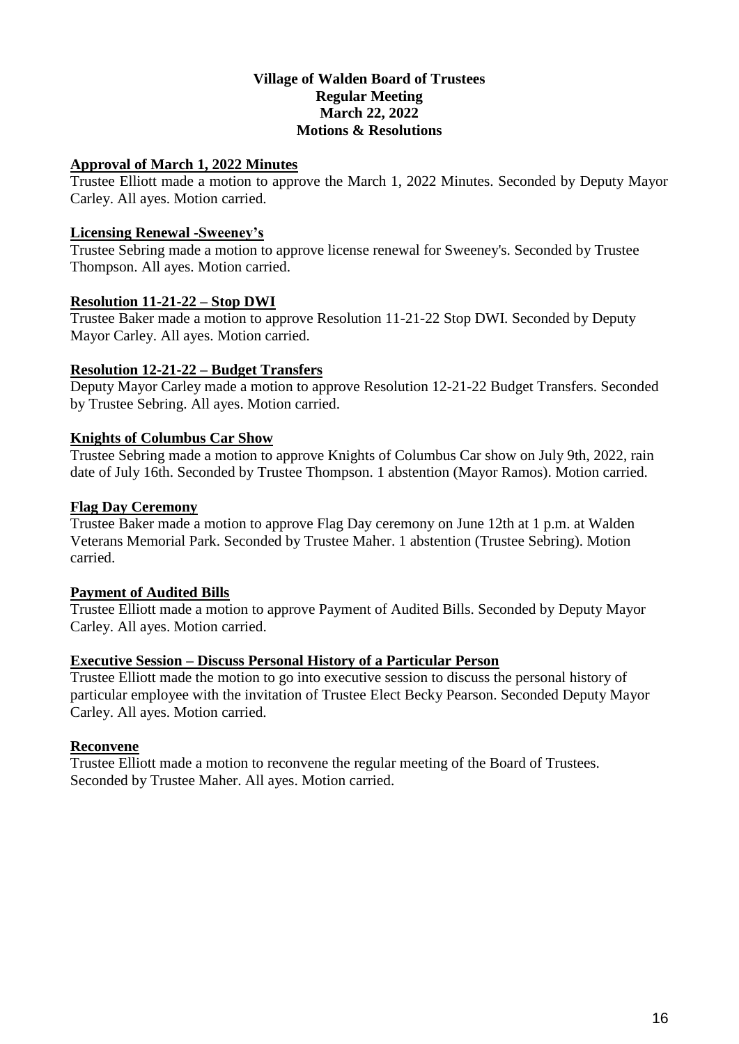**Village of Walden Board of Trustees**
**Regular Meeting**
**March 22, 2022**
**Motions & Resolutions**

**Approval of March 1, 2022 Minutes**

Trustee Elliott made a motion to approve the March 1, 2022 Minutes. Seconded by Deputy Mayor Carley. All ayes. Motion carried.

**Licensing Renewal -Sweeney's**

Trustee Sebring made a motion to approve license renewal for Sweeney's. Seconded by Trustee Thompson. All ayes. Motion carried.

**Resolution 11-21-22 – Stop DWI**

Trustee Baker made a motion to approve Resolution 11-21-22 Stop DWI. Seconded by Deputy Mayor Carley. All ayes. Motion carried.

**Resolution 12-21-22 – Budget Transfers**

Deputy Mayor Carley made a motion to approve Resolution 12-21-22 Budget Transfers. Seconded by Trustee Sebring. All ayes. Motion carried.

**Knights of Columbus Car Show**

Trustee Sebring made a motion to approve Knights of Columbus Car show on July 9th, 2022, rain date of July 16th. Seconded by Trustee Thompson. 1 abstention (Mayor Ramos). Motion carried.

**Flag Day Ceremony**

Trustee Baker made a motion to approve Flag Day ceremony on June 12th at 1 p.m. at Walden Veterans Memorial Park. Seconded by Trustee Maher. 1 abstention (Trustee Sebring). Motion carried.

**Payment of Audited Bills**

Trustee Elliott made a motion to approve Payment of Audited Bills. Seconded by Deputy Mayor Carley. All ayes. Motion carried.

**Executive Session – Discuss Personal History of a Particular Person**

Trustee Elliott made the motion to go into executive session to discuss the personal history of particular employee with the invitation of Trustee Elect Becky Pearson. Seconded Deputy Mayor Carley. All ayes. Motion carried.

**Reconvene**

Trustee Elliott made a motion to reconvene the regular meeting of the Board of Trustees. Seconded by Trustee Maher. All ayes. Motion carried.